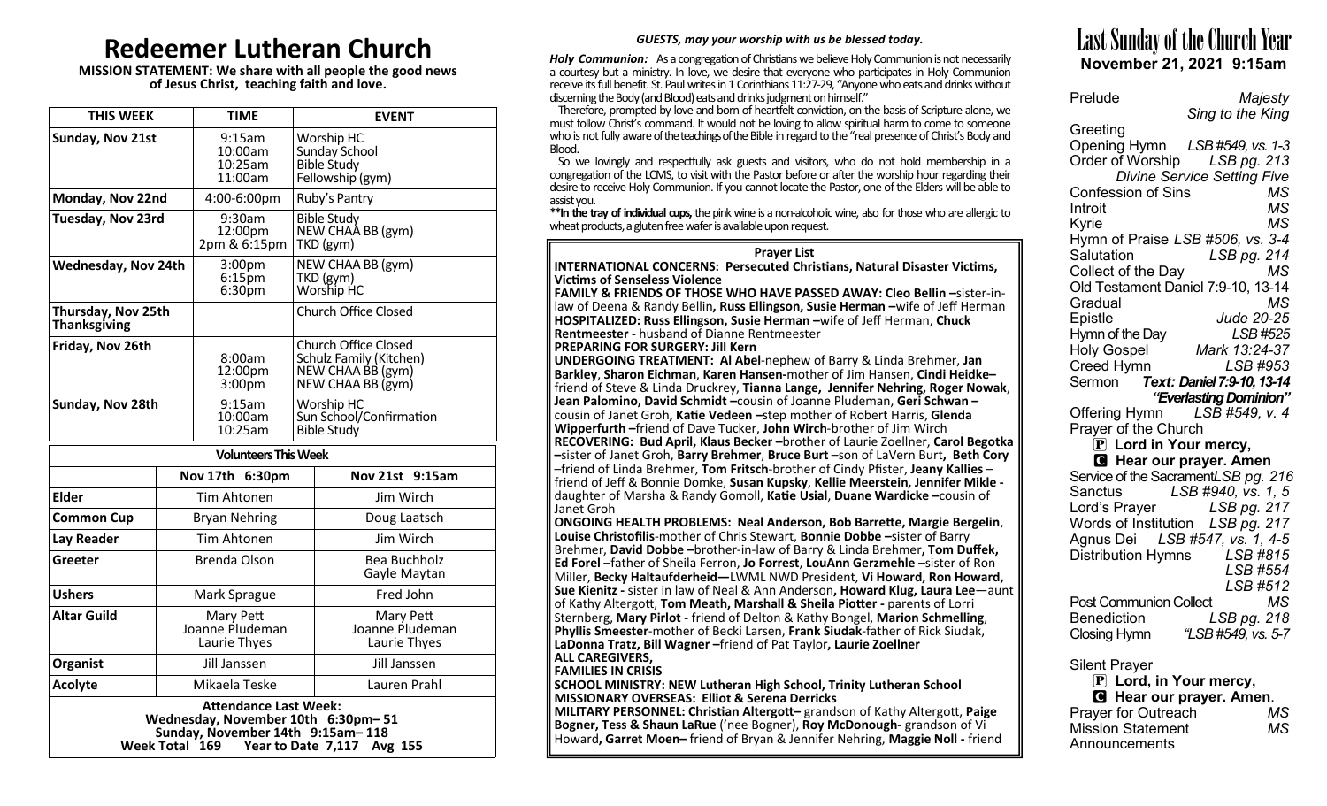# Redeemer Lutheran Church

**MISSION STATEMENT: We share with all people the good news of Jesus Christ, teaching faith and love.**

| THIS WEEK | TIME | EVENT |
|---|---|---|
| **Sunday, Nov 21st** | 9:15am<br>10:00am<br>10:25am<br>11:00am | Worship HC<br>Sunday School<br>Bible Study<br>Fellowship (gym) |
| **Monday, Nov 22nd** | 4:00-6:00pm | Ruby's Pantry |
| **Tuesday, Nov 23rd** | 9:30am<br>12:00pm<br>2pm & 6:15pm | Bible Study<br>NEW CHAA BB (gym)<br>TKD (gym) |
| **Wednesday, Nov 24th** | 3:00pm<br>6:15pm<br>6:30pm | NEW CHAA BB (gym)<br>TKD (gym)<br>Worship HC |
| **Thursday, Nov 25th Thanksgiving** | | Church Office Closed |
| **Friday, Nov 26th** | <br>8:00am<br>12:00pm<br>3:00pm | Church Office Closed<br>Schulz Family (Kitchen)<br>NEW CHAA BB (gym)<br>NEW CHAA BB (gym) |
| **Sunday, Nov 28th** | 9:15am<br>10:00am<br>10:25am | Worship HC<br>Sun School/Confirmation<br>Bible Study |

| Volunteers This Week | | |
|---|---|---|
| | **Nov 17th 6:30pm** | **Nov 21st 9:15am** |
| **Elder** | Tim Ahtonen | Jim Wirch |
| **Common Cup** | Bryan Nehring | Doug Laatsch |
| **Lay Reader** | Tim Ahtonen | Jim Wirch |
| **Greeter** | Brenda Olson | Bea Buchholz<br>Gayle Maytan |
| **Ushers** | Mark Sprague | Fred John |
| **Altar Guild** | Mary Pett<br>Joanne Pludeman<br>Laurie Thyes | Mary Pett<br>Joanne Pludeman<br>Laurie Thyes |
| **Organist** | Jill Janssen | Jill Janssen |
| **Acolyte** | Mikaela Teske | Lauren Prahl |

**Attendance Last Week:**
**Wednesday, November 10th 6:30pm– 51**
**Sunday, November 14th 9:15am– 118**
**Week Total 169 Year to Date 7,117 Avg 155**

***GUESTS, may your worship with us be blessed today.***

***Holy Communion:*** As a congregation of Christians we believe Holy Communion is not necessarily a courtesy but a ministry. In love, we desire that everyone who participates in Holy Communion receive its full benefit. St. Paul writes in 1 Corinthians 11:27-29, "Anyone who eats and drinks without discerning the Body (and Blood) eats and drinks judgment on himself."

Therefore, prompted by love and born of heartfelt conviction, on the basis of Scripture alone, we must follow Christ's command. It would not be loving to allow spiritual harm to come to someone who is not fully aware of the teachings of the Bible in regard to the "real presence of Christ's Body and Blood.

So we lovingly and respectfully ask guests and visitors, who do not hold membership in a congregation of the LCMS, to visit with the Pastor before or after the worship hour regarding their desire to receive Holy Communion. If you cannot locate the Pastor, one of the Elders will be able to assist you.

**\*\*In the tray of individual cups,** the pink wine is a non-alcoholic wine, also for those who are allergic to wheat products, a gluten free wafer is available upon request.

**Prayer List**

**INTERNATIONAL CONCERNS: Persecuted Christians, Natural Disaster Victims, Victims of Senseless Violence**

**FAMILY & FRIENDS OF THOSE WHO HAVE PASSED AWAY: Cleo Bellin –**sister-in-law of Deena & Randy Bellin**, Russ Ellingson, Susie Herman –**wife of Jeff Herman **HOSPITALIZED: Russ Ellingson, Susie Herman –**wife of Jeff Herman, **Chuck Rentmeester -** husband of Dianne Rentmeester

**PREPARING FOR SURGERY: Jill Kern**

**UNDERGOING TREATMENT: Al Abel**-nephew of Barry & Linda Brehmer, **Jan Barkley**, **Sharon Eichman**, **Karen Hansen-**mother of Jim Hansen, **Cindi Heidke–** friend of Steve & Linda Druckrey, **Tianna Lange, Jennifer Nehring, Roger Nowak**, **Jean Palomino, David Schmidt –**cousin of Joanne Pludeman, **Geri Schwan –** cousin of Janet Groh**, Katie Vedeen –**step mother of Robert Harris, **Glenda Wipperfurth –**friend of Dave Tucker, **John Wirch**-brother of Jim Wirch

**RECOVERING: Bud April, Klaus Becker –**brother of Laurie Zoellner, **Carol Begotka –**sister of Janet Groh, **Barry Brehmer**, **Bruce Burt** –son of LaVern Burt**, Beth Cory** –friend of Linda Brehmer, **Tom Fritsch**-brother of Cindy Pfister, **Jeany Kallies** – friend of Jeff & Bonnie Domke, **Susan Kupsky**, **Kellie Meerstein, Jennifer Mikle -** daughter of Marsha & Randy Gomoll, **Katie Usial**, **Duane Wardicke –**cousin of Janet Groh

**ONGOING HEALTH PROBLEMS: Neal Anderson, Bob Barrette, Margie Bergelin**, **Louise Christofilis**-mother of Chris Stewart, **Bonnie Dobbe –**sister of Barry Brehmer, **David Dobbe –**brother-in-law of Barry & Linda Brehmer**, Tom Duffek, Ed Forel** –father of Sheila Ferron, **Jo Forrest**, **LouAnn Gerzmehle** –sister of Ron Miller, **Becky Haltaufderheid—**LWML NWD President, **Vi Howard, Ron Howard, Sue Kienitz -** sister in law of Neal & Ann Anderson**, Howard Klug, Laura Lee**—aunt of Kathy Altergott, **Tom Meath, Marshall & Sheila Piotter -** parents of Lorri Sternberg, **Mary Pirlot -** friend of Delton & Kathy Bongel, **Marion Schmelling**, **Phyllis Smeester**-mother of Becki Larsen, **Frank Siudak**-father of Rick Siudak, **LaDonna Tratz, Bill Wagner –**friend of Pat Taylor**, Laurie Zoellner**

**ALL CAREGIVERS,**

**FAMILIES IN CRISIS**

**SCHOOL MINISTRY: NEW Lutheran High School, Trinity Lutheran School**

**MISSIONARY OVERSEAS: Elliot & Serena Derricks**

**MILITARY PERSONNEL: Christian Altergott–** grandson of Kathy Altergott, **Paige Bogner, Tess & Shaun LaRue** ('nee Bogner), **Roy McDonough-** grandson of Vi Howard**, Garret Moen–** friend of Bryan & Jennifer Nehring, **Maggie Noll -** friend

# Last Sunday of the Church Year

**November 21, 2021 9:15am**

Prelude *Majesty*
*Sing to the King*
Greeting
Opening Hymn *LSB #549, vs. 1-3*
Order of Worship *LSB pg. 213*
*Divine Service Setting Five*
Confession of Sins *MS*
Introit *MS*
Kyrie *MS*
Hymn of Praise *LSB #506, vs. 3-4*
Salutation *LSB pg. 214*
Collect of the Day *MS*
Old Testament Daniel 7:9-10, 13-14
Gradual *MS*
Epistle *Jude 20-25*
Hymn of the Day *LSB #525*
Holy Gospel *Mark 13:24-37*
Creed Hymn *LSB #953*
Sermon ***Text: Daniel 7:9-10, 13-14***
***"Everlasting Dominion"***
Offering Hymn *LSB #549, v. 4*
Prayer of the Church
**P Lord in Your mercy,**
**C Hear our prayer. Amen**
Service of the Sacrament *LSB pg. 216*
Sanctus *LSB #940, vs. 1, 5*
Lord's Prayer *LSB pg. 217*
Words of Institution *LSB pg. 217*
Agnus Dei *LSB #547, vs. 1, 4-5*
Distribution Hymns *LSB #815*
*LSB #554*
*LSB #512*
Post Communion Collect *MS*
Benediction *LSB pg. 218*
Closing Hymn *"LSB #549, vs. 5-7*

Silent Prayer
**P Lord, in Your mercy,**
**C Hear our prayer. Amen**.
Prayer for Outreach *MS*
Mission Statement *MS*
Announcements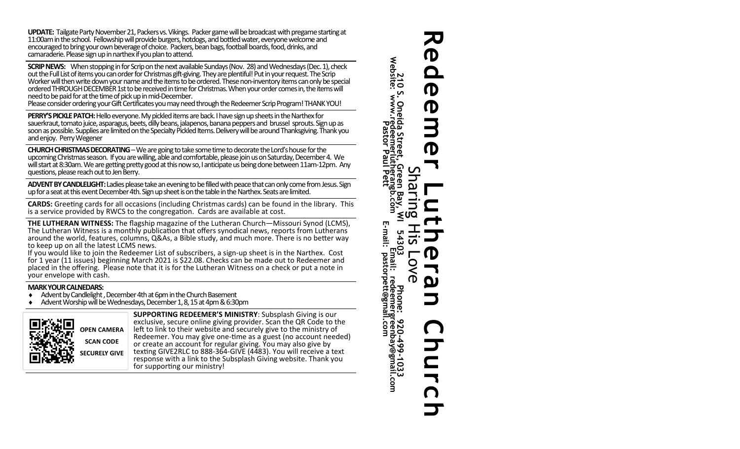**UPDATE:** Tailgate Party November 21, Packers vs. Vikings. Packer game will be broadcast with pregame starting at 11:00am in the school. Fellowship will provide burgers, hotdogs, and bottled water, everyone welcome and encouraged to bring your own beverage of choice. Packers, bean bags, football boards, food, drinks, and camaraderie. Please sign up in narthex if you plan to attend.

**SCRIP NEWS:** When stopping in for Scrip on the next available Sundays (Nov. 28) and Wednesdays (Dec. 1), check out the Full List of items you can order for Christmas gift-giving. They are plentiful! Put in your request. The Scrip Worker will then write down your name and the items to be ordered. These non-inventory items can only be special ordered THROUGH DECEMBER 1st to be received in time for Christmas. When your order comes in, the items will need to be paid for at the time of pick up in mid-December.
Please consider ordering your Gift Certificates you may need through the Redeemer Scrip Program! THANK YOU!

**PERRY'S PICKLE PATCH:** Hello everyone. My pickled items are back. I have sign up sheets in the Narthex for sauerkraut, tomato juice, asparagus, beets, dilly beans, jalapenos, banana peppers and brussel sprouts. Sign up as soon as possible. Supplies are limited on the Specialty Pickled Items. Delivery will be around Thanksgiving. Thank you and enjoy. Perry Wegener

**CHURCH CHRISTMAS DECORATING** – We are going to take some time to decorate the Lord's house for the upcoming Christmas season. If you are willing, able and comfortable, please join us on Saturday, December 4. We will start at 8:30am. We are getting pretty good at this now so, I anticipate us being done between 11am-12pm. Any questions, please reach out to Jen Berry.

**ADVENT BY CANDLELIGHT:** Ladies please take an evening to be filled with peace that can only come from Jesus. Sign up for a seat at this event December 4th. Sign up sheet is on the table in the Narthex. Seats are limited.

**CARDS:** Greeting cards for all occasions (including Christmas cards) can be found in the library. This is a service provided by RWCS to the congregation. Cards are available at cost.

**THE LUTHERAN WITNESS:** The flagship magazine of the Lutheran Church—Missouri Synod (LCMS), The Lutheran Witness is a monthly publication that offers synodical news, reports from Lutherans around the world, features, columns, Q&As, a Bible study, and much more. There is no better way to keep up on all the latest LCMS news.
If you would like to join the Redeemer List of subscribers, a sign-up sheet is in the Narthex. Cost for 1 year (11 issues) beginning March 2021 is $22.08. Checks can be made out to Redeemer and placed in the offering. Please note that it is for the Lutheran Witness on a check or put a note in your envelope with cash.

**MARK YOUR CALNEDARS:**

- Advent by Candlelight , December 4th at 6pm in the Church Basement
- Advent Worship will be Wednesdays, December 1, 8, 15 at 4pm & 6:30pm

**OPEN CAMERA**
**SCAN CODE**
**SECURELY GIVE**

**SUPPORTING REDEEMER'S MINISTRY**: Subsplash Giving is our exclusive, secure online giving provider. Scan the QR Code to the left to link to their website and securely give to the ministry of Redeemer. You may give one-time as a guest (no account needed) or create an account for regular giving. You may also give by texting GIVE2RLC to 888-364-GIVE (4483). You will receive a text response with a link to the Subsplash Giving website. Thank you for supporting our ministry!

# Redeemer Lutheran Church

Sharing His Love

**210 S. Oneida Street, Green Bay, WI 54303 Phone: 920-499-1033**
**Website: www.redeemerlutherangb.com Email: redeemergreenbay@gmail.com**
**Pastor Paul Pett E-mail: pastorpett@gmail.com**